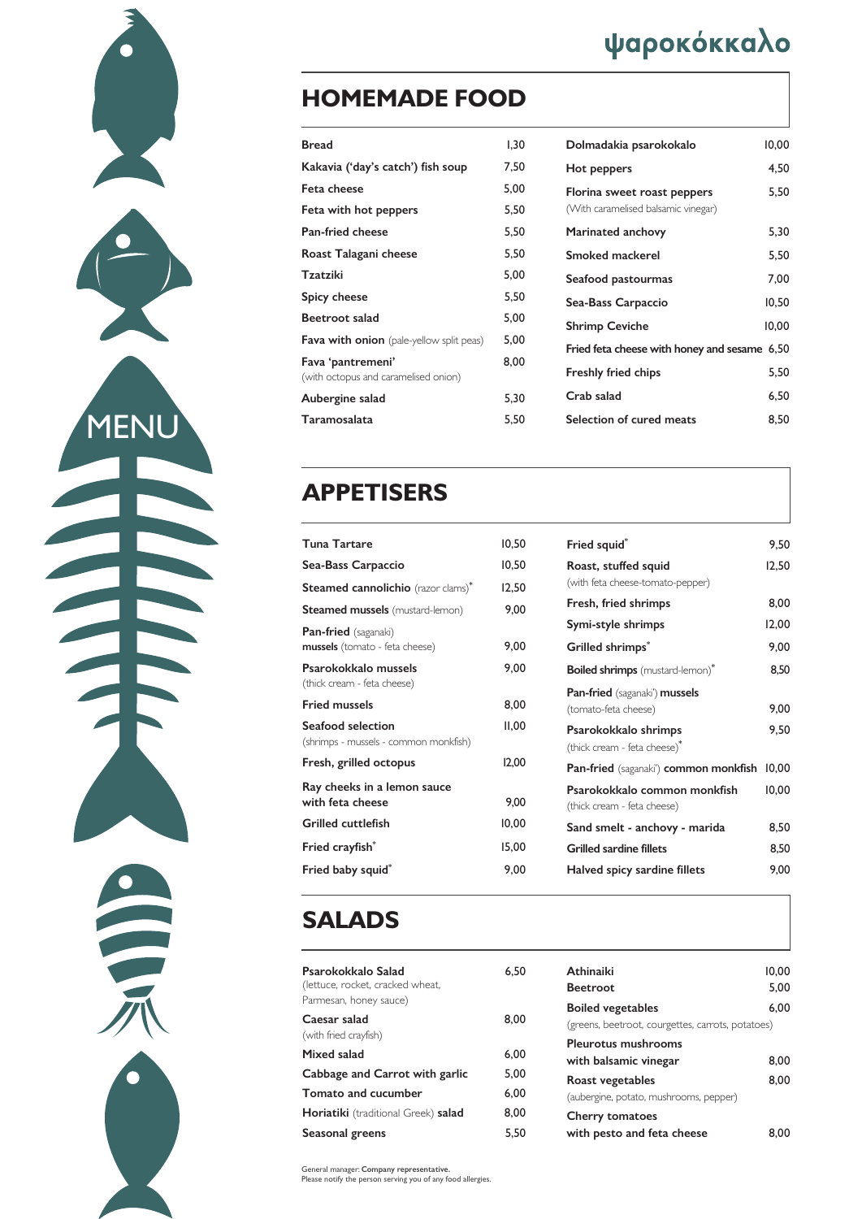ψαροκόκκαλο

MENU

# HOMEMADE FOOD

| Item | Price |
|---|---|
| **Bread** | 1,30 |
| **Kakavia ('day's catch') fish soup** | 7,50 |
| **Feta cheese** | 5,00 |
| **Feta with hot peppers** | 5,50 |
| **Pan-fried cheese** | 5,50 |
| **Roast Talagani cheese** | 5,50 |
| **Tzatziki** | 5,00 |
| **Spicy cheese** | 5,50 |
| **Beetroot salad** | 5,00 |
| **Fava with onion** (pale-yellow split peas) | 5,00 |
| **Fava 'pantremeni'** (with octopus and caramelised onion) | 8,00 |
| **Aubergine salad** | 5,30 |
| **Taramosalata** | 5,50 |
| **Dolmadakia psarokokkalo** | 10,00 |
| **Hot peppers** | 4,50 |
| **Florina sweet roast peppers** (With caramelised balsamic vinegar) | 5,50 |
| **Marinated anchovy** | 5,30 |
| **Smoked mackerel** | 5,50 |
| **Seafood pastourmas** | 7,00 |
| **Sea-Bass Carpaccio** | 10,50 |
| **Shrimp Ceviche** | 10,00 |
| **Fried feta cheese with honey and sesame** | 6,50 |
| **Freshly fried chips** | 5,50 |
| **Crab salad** | 6,50 |
| **Selection of cured meats** | 8,50 |

# APPETISERS

| Item | Price |
|---|---|
| **Tuna Tartare** | 10,50 |
| **Sea-Bass Carpaccio** | 10,50 |
| **Steamed cannolichio** (razor clams)* | 12,50 |
| **Steamed mussels** (mustard-lemon) | 9,00 |
| **Pan-fried** (saganaki) **mussels** (tomato - feta cheese) | 9,00 |
| **Psarokokkalo mussels** (thick cream - feta cheese) | 9,00 |
| **Fried mussels** | 8,00 |
| **Seafood selection** (shrimps - mussels - common monkfish) | 11,00 |
| **Fresh, grilled octopus** | 12,00 |
| **Ray cheeks in a lemon sauce with feta cheese** | 9,00 |
| **Grilled cuttlefish** | 10,00 |
| **Fried crayfish*** | 15,00 |
| **Fried baby squid*** | 9,00 |
| **Fried squid*** | 9,50 |
| **Roast, stuffed squid** (with feta cheese-tomato-pepper) | 12,50 |
| **Fresh, fried shrimps** | 8,00 |
| **Symi-style shrimps** | 12,00 |
| **Grilled shrimps*** | 9,00 |
| **Boiled shrimps** (mustard-lemon)* | 8,50 |
| **Pan-fried** (saganaki') **mussels** (tomato-feta cheese) | 9,00 |
| **Psarokokkalo shrimps** (thick cream - feta cheese)* | 9,50 |
| **Pan-fried** (saganaki') **common monkfish** | 10,00 |
| **Psarokokkalo common monkfish** (thick cream - feta cheese) | 10,00 |
| **Sand smelt - anchovy - marida** | 8,50 |
| **Grilled sardine fillets** | 8,50 |
| **Halved spicy sardine fillets** | 9,00 |

# SALADS

| Item | Price |
|---|---|
| **Psarokokkalo Salad** (lettuce, rocket, cracked wheat, Parmesan, honey sauce) | 6,50 |
| **Caesar salad** (with fried crayfish) | 8,00 |
| **Mixed salad** | 6,00 |
| **Cabbage and Carrot with garlic** | 5,00 |
| **Tomato and cucumber** | 6,00 |
| **Horiatiki** (traditional Greek) **salad** | 8,00 |
| **Seasonal greens** | 5,50 |
| **Athinaiki** | 10,00 |
| **Beetroot** | 5,00 |
| **Boiled vegetables** (greens, beetroot, courgettes, carrots, potatoes) | 6,00 |
| **Pleurotus mushrooms with balsamic vinegar** | 8,00 |
| **Roast vegetables** (aubergine, potato, mushrooms, pepper) | 8,00 |
| **Cherry tomatoes with pesto and feta cheese** | 8,00 |

General manager: **Company representative.**
Please notify the person serving you of any food allergies.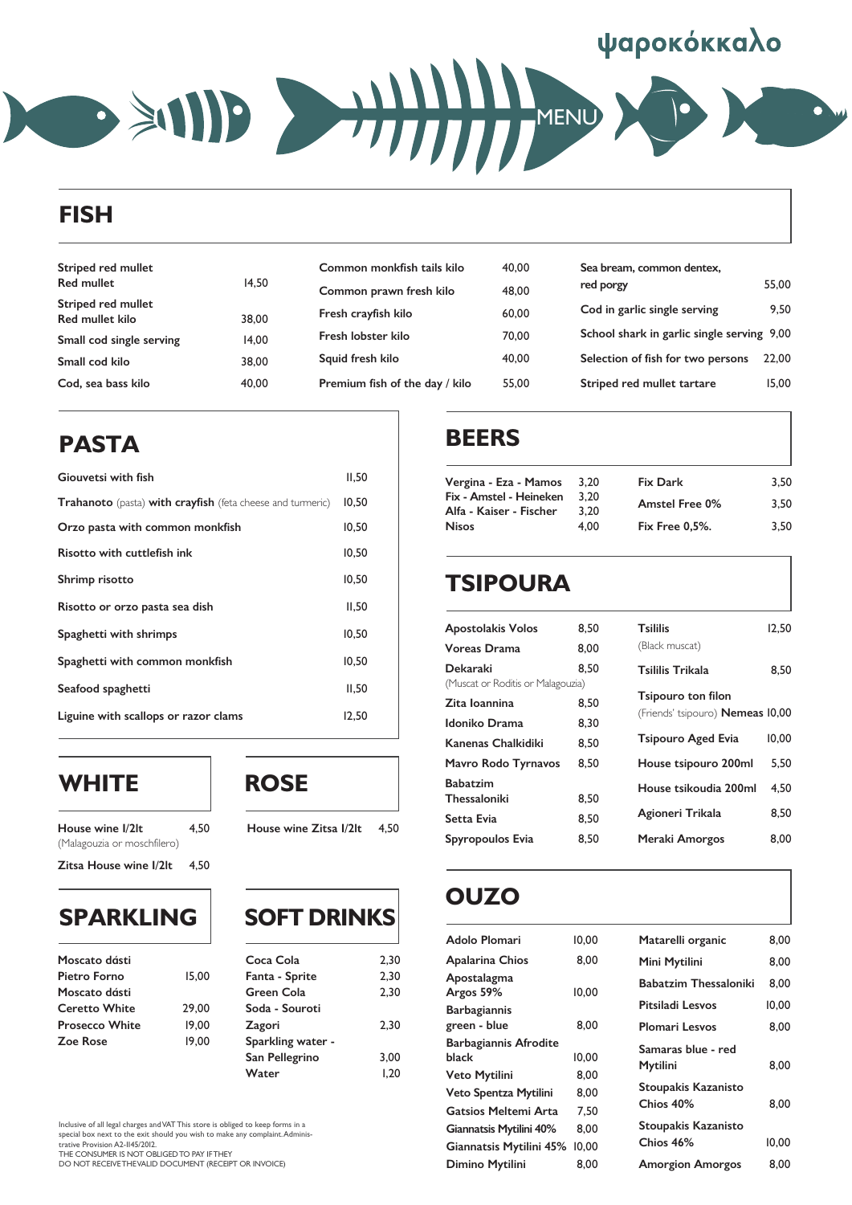ψαροκόκκαλο

MENU

## FISH

| | |
|---|---|
| Striped red mullet Red mullet | 14,50 |
| Striped red mullet Red mullet kilo | 38,00 |
| Small cod single serving | 14,00 |
| Small cod kilo | 38,00 |
| Cod, sea bass kilo | 40,00 |
| Common monkfish tails kilo | 40,00 |
| Common prawn fresh kilo | 48,00 |
| Fresh crayfish kilo | 60,00 |
| Fresh lobster kilo | 70,00 |
| Squid fresh kilo | 40,00 |
| Premium fish of the day / kilo | 55,00 |
| Sea bream, common dentex, red porgy | 55,00 |
| Cod in garlic single serving | 9,50 |
| School shark in garlic single serving | 9,00 |
| Selection of fish for two persons | 22,00 |
| Striped red mullet tartare | 15,00 |

## PASTA

| | |
|---|---|
| Giouvetsi with fish | 11,50 |
| **Trahanoto** (pasta) **with crayfish** (feta cheese and turmeric) | 10,50 |
| Orzo pasta with common monkfish | 10,50 |
| Risotto with cuttlefish ink | 10,50 |
| Shrimp risotto | 10,50 |
| Risotto or orzo pasta sea dish | 11,50 |
| Spaghetti with shrimps | 10,50 |
| Spaghetti with common monkfish | 10,50 |
| Seafood spaghetti | 11,50 |
| Liguine with scallops or razor clams | 12,50 |

## WHITE

| | |
|---|---|
| House wine l/2lt (Malagouzia or moschfilero) | 4,50 |
| Zitsa House wine l/2lt | 4,50 |

## ROSE

| | |
|---|---|
| House wine Zitsa l/2lt | 4,50 |

## SPARKLING

| | |
|---|---|
| Moscato dásti Pietro Forno | 15,00 |
| Moscato dásti Ceretto White | 29,00 |
| Prosecco White | 19,00 |
| Zoe Rose | 19,00 |

## SOFT DRINKS

| | |
|---|---|
| Coca Cola | 2,30 |
| Fanta - Sprite | 2,30 |
| Green Cola | 2,30 |
| Soda - Souroti Zagori | 2,30 |
| Sparkling water - San Pellegrino | 3,00 |
| Water | 1,20 |

## BEERS

| | |
|---|---|
| Vergina - Eza - Mamos | 3,20 |
| Fix - Amstel - Heineken | 3,20 |
| Alfa - Kaiser - Fischer | 3,20 |
| Nisos | 4,00 |
| Fix Dark | 3,50 |
| Amstel Free 0% | 3,50 |
| Fix Free 0,5%. | 3,50 |

## TSIPOURA

| | |
|---|---|
| Apostolakis Volos | 8,50 |
| Voreas Drama | 8,00 |
| Dekaraki (Muscat or Roditis or Malagouzia) | 8,50 |
| Zita Ioannina | 8,50 |
| Idoniko Drama | 8,30 |
| Kanenas Chalkidiki | 8,50 |
| Mavro Rodo Tyrnavos | 8,50 |
| Babatzim Thessaloniki | 8,50 |
| Setta Evia | 8,50 |
| Spyropoulos Evia | 8,50 |
| Tsililis (Black muscat) | 12,50 |
| Tsililis Trikala | 8,50 |
| Tsipouro ton filon (Friends' tsipouro) **Nemeas** | 10,00 |
| Tsipouro Aged Evia | 10,00 |
| House tsipouro 200ml | 5,50 |
| House tsikoudia 200ml | 4,50 |
| Agioneri Trikala | 8,50 |
| Meraki Amorgos | 8,00 |

## OUZO

| | |
|---|---|
| Adolo Plomari | 10,00 |
| Apalarina Chios | 8,00 |
| Apostalagma Argos 59% | 10,00 |
| Barbagiannis green - blue | 8,00 |
| Barbagiannis Afrodite black | 10,00 |
| Veto Mytilini | 8,00 |
| Veto Spentza Mytilini | 8,00 |
| Gatsios Meltemi Arta | 7,50 |
| Giannatsis Mytilini 40% | 8,00 |
| Giannatsis Mytilini 45% | 10,00 |
| Dimino Mytilini | 8,00 |
| Matarelli organic | 8,00 |
| Mini Mytilini | 8,00 |
| Babatzim Thessaloniki | 8,00 |
| Pitsiladi Lesvos | 10,00 |
| Plomari Lesvos | 8,00 |
| Samaras blue - red Mytilini | 8,00 |
| Stoupakis Kazanisto Chios 40% | 8,00 |
| Stoupakis Kazanisto Chios 46% | 10,00 |
| Amorgion Amorgos | 8,00 |

Inclusive of all legal charges and VAT This store is obliged to keep forms in a special box next to the exit should you wish to make any complaint. Administrative Provision A2-1145/2012.
THE CONSUMER IS NOT OBLIGED TO PAY IF THEY DO NOT RECEIVE THE VALID DOCUMENT (RECEIPT OR INVOICE)